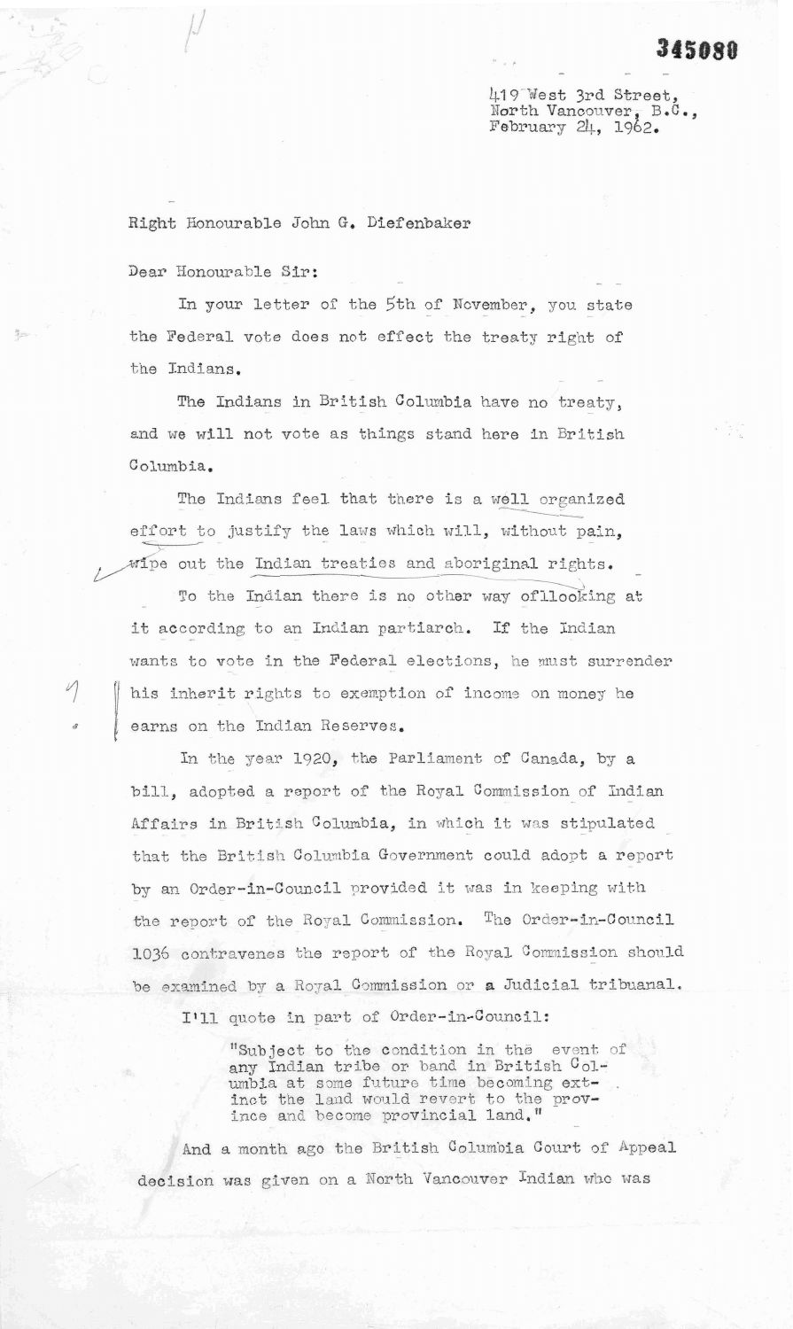345080

419 West 3rd Street,
North Vancouver, B.C.,
February 24, 1962.

Right Honourable John G. Diefenbaker

Dear Honourable Sir:

In your letter of the 5th of November, you state the Federal vote does not effect the treaty right of the Indians.

The Indians in British Columbia have no treaty, and we will not vote as things stand here in British Columbia.

The Indians feel that there is a well organized effort to justify the laws which will, without pain, wipe out the Indian treaties and aboriginal rights.

To the Indian there is no other way oflooking at it according to an Indian partiarch. If the Indian wants to vote in the Federal elections, he must surrender his inherit rights to exemption of income on money he earns on the Indian Reserves.

In the year 1920, the Parliament of Canada, by a bill, adopted a report of the Royal Commission of Indian Affairs in British Columbia, in which it was stipulated that the British Columbia Government could adopt a report by an Order-in-Council provided it was in keeping with the report of the Royal Commission. The Order-in-Council 1036 contravenes the report of the Royal Commission should be examined by a Royal Commission or a Judicial tribuanal.

I'll quote in part of Order-in-Council:

> "Subject to the condition in the event of any Indian tribe or band in British Columbia at some future time becoming extinct the land would revert to the province and become provincial land."

And a month ago the British Columbia Court of Appeal decision was given on a North Vancouver Indian who was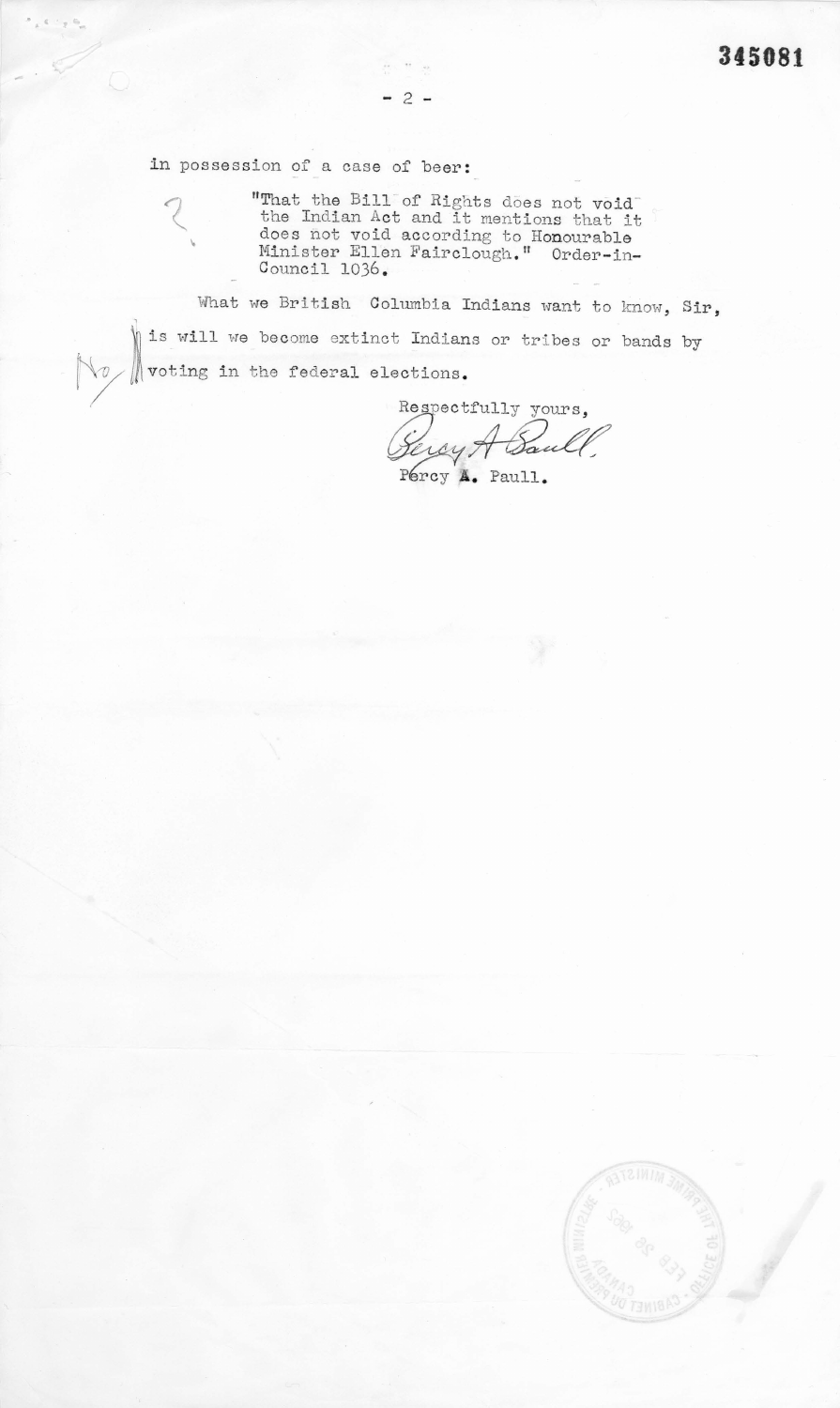in possession of a case of beer:

> "That the Bill of Rights does not void the Indian Act and it mentions that it does not void according to Honourable Minister Ellen Fairclough." Order-in-Council 1036.

What we British Columbia Indians want to know, Sir, is will we become extinct Indians or tribes or bands by voting in the federal elections.

Respectfully yours,

Percy A. Paull

Percy A. Paull.